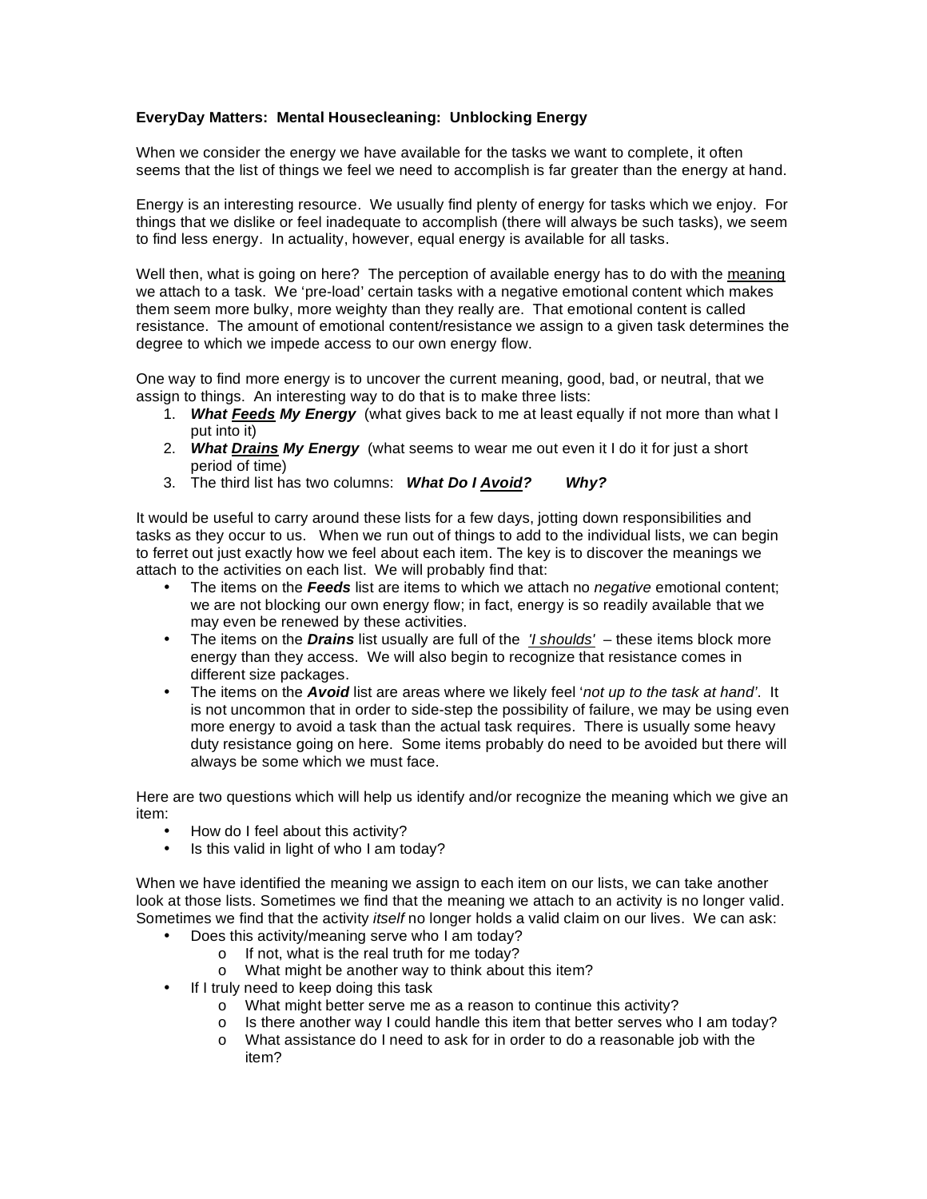**EveryDay Matters: Mental Housecleaning: Unblocking Energy**

When we consider the energy we have available for the tasks we want to complete, it often seems that the list of things we feel we need to accomplish is far greater than the energy at hand.

Energy is an interesting resource. We usually find plenty of energy for tasks which we enjoy. For things that we dislike or feel inadequate to accomplish (there will always be such tasks), we seem to find less energy. In actuality, however, equal energy is available for all tasks.

Well then, what is going on here? The perception of available energy has to do with the <u>meaning</u> we attach to a task. We 'pre-load' certain tasks with a negative emotional content which makes them seem more bulky, more weighty than they really are. That emotional content is called resistance. The amount of emotional content/resistance we assign to a given task determines the degree to which we impede access to our own energy flow.

One way to find more energy is to uncover the current meaning, good, bad, or neutral, that we assign to things. An interesting way to do that is to make three lists:

1. ***What <u>Feeds</u> My Energy*** (what gives back to me at least equally if not more than what I put into it)
2. ***What <u>Drains</u> My Energy*** (what seems to wear me out even it I do it for just a short period of time)
3. The third list has two columns: ***What Do I <u>Avoid</u>? Why?***

It would be useful to carry around these lists for a few days, jotting down responsibilities and tasks as they occur to us. When we run out of things to add to the individual lists, we can begin to ferret out just exactly how we feel about each item. The key is to discover the meanings we attach to the activities on each list. We will probably find that:

- The items on the ***Feeds*** list are items to which we attach no *negative* emotional content; we are not blocking our own energy flow; in fact, energy is so readily available that we may even be renewed by these activities.
- The items on the ***Drains*** list usually are full of the *<u>'I shoulds'</u>* – these items block more energy than they access. We will also begin to recognize that resistance comes in different size packages.
- The items on the ***Avoid*** list are areas where we likely feel '*not up to the task at hand'*. It is not uncommon that in order to side-step the possibility of failure, we may be using even more energy to avoid a task than the actual task requires. There is usually some heavy duty resistance going on here. Some items probably do need to be avoided but there will always be some which we must face.

Here are two questions which will help us identify and/or recognize the meaning which we give an item:

- How do I feel about this activity?
- Is this valid in light of who I am today?

When we have identified the meaning we assign to each item on our lists, we can take another look at those lists. Sometimes we find that the meaning we attach to an activity is no longer valid. Sometimes we find that the activity *itself* no longer holds a valid claim on our lives. We can ask:

- Does this activity/meaning serve who I am today?
  - If not, what is the real truth for me today?
  - What might be another way to think about this item?
- If I truly need to keep doing this task
  - What might better serve me as a reason to continue this activity?
  - Is there another way I could handle this item that better serves who I am today?
  - What assistance do I need to ask for in order to do a reasonable job with the item?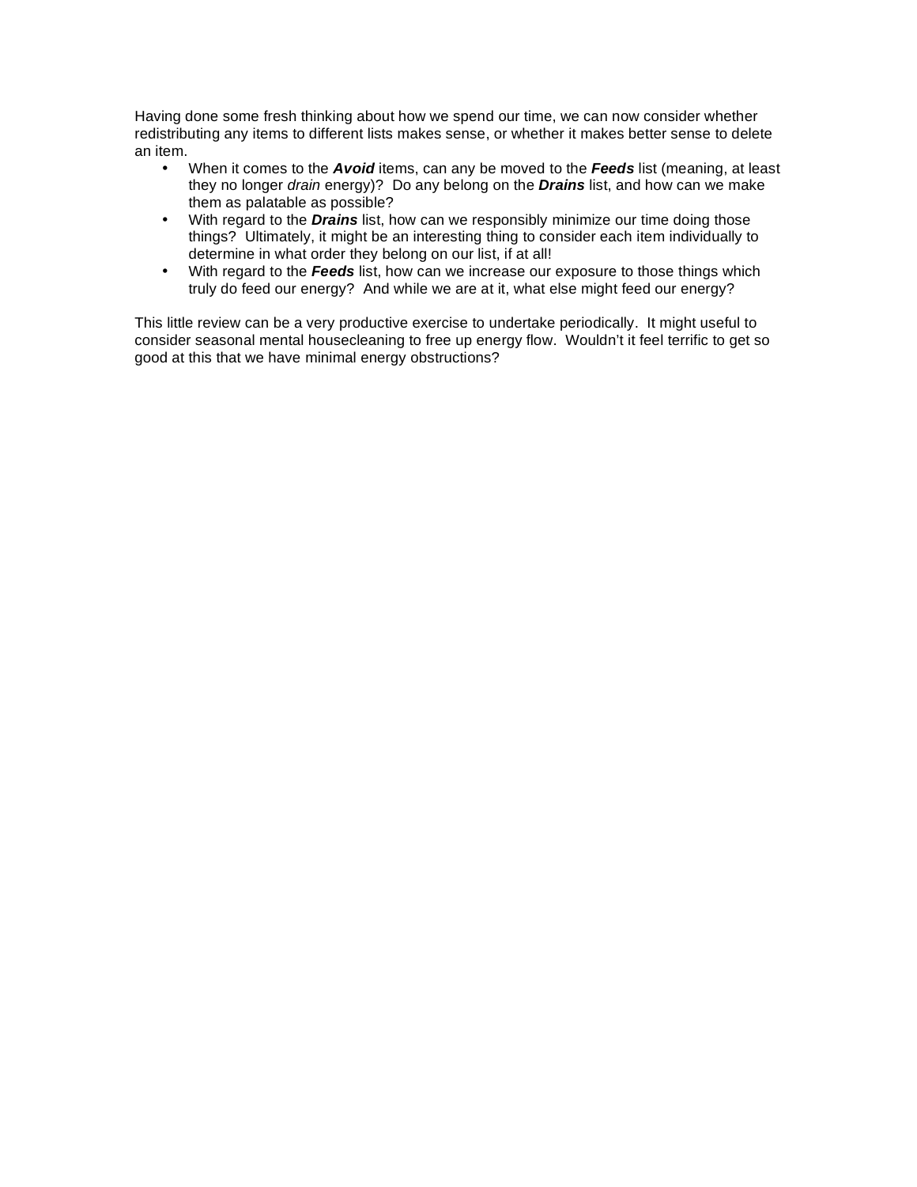Having done some fresh thinking about how we spend our time, we can now consider whether redistributing any items to different lists makes sense, or whether it makes better sense to delete an item.

- When it comes to the ***Avoid*** items, can any be moved to the ***Feeds*** list (meaning, at least they no longer *drain* energy)? Do any belong on the ***Drains*** list, and how can we make them as palatable as possible?
- With regard to the ***Drains*** list, how can we responsibly minimize our time doing those things? Ultimately, it might be an interesting thing to consider each item individually to determine in what order they belong on our list, if at all!
- With regard to the ***Feeds*** list, how can we increase our exposure to those things which truly do feed our energy? And while we are at it, what else might feed our energy?

This little review can be a very productive exercise to undertake periodically. It might useful to consider seasonal mental housecleaning to free up energy flow. Wouldn't it feel terrific to get so good at this that we have minimal energy obstructions?